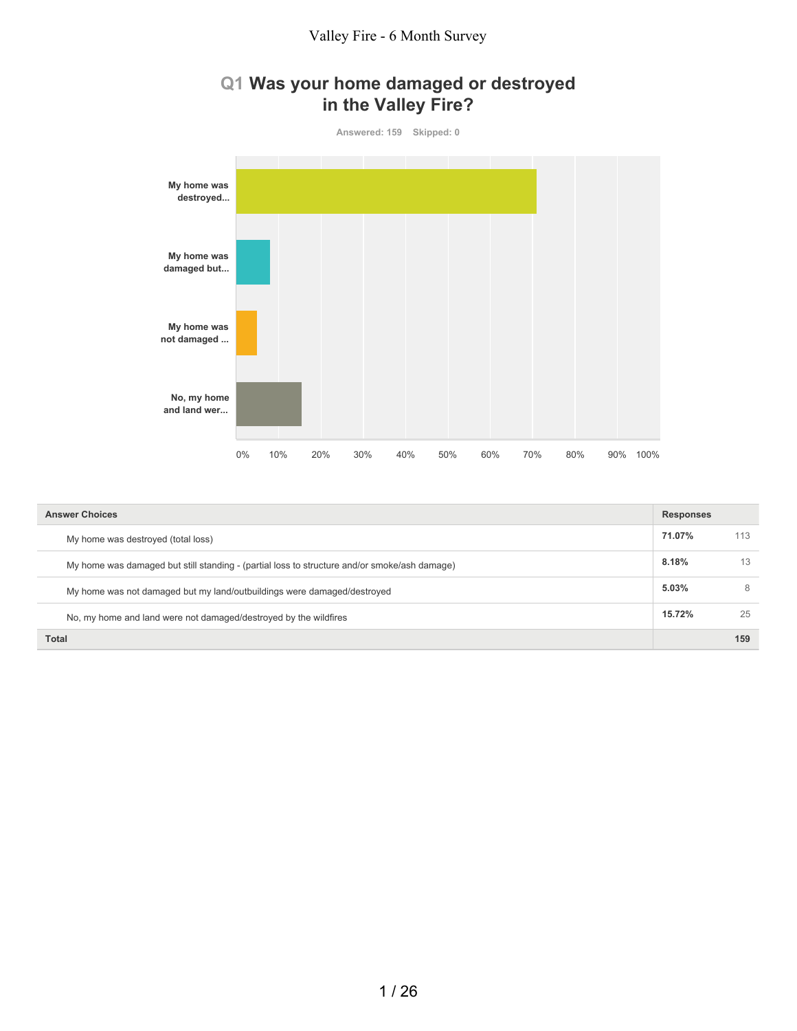# Valley Fire - 6 Month Survey

## Q1 Was your home damaged or destroyed in the Valley Fire?

Answered: 159 Skipped: 0

| Answer Choices | Responses | |
|---|---|---|
| My home was destroyed (total loss) | **71.07%** | 113 |
| My home was damaged but still standing - (partial loss to structure and/or smoke/ash damage) | **8.18%** | 13 |
| My home was not damaged but my land/outbuildings were damaged/destroyed | **5.03%** | 8 |
| No, my home and land were not damaged/destroyed by the wildfires | **15.72%** | 25 |
| **Total** | | **159** |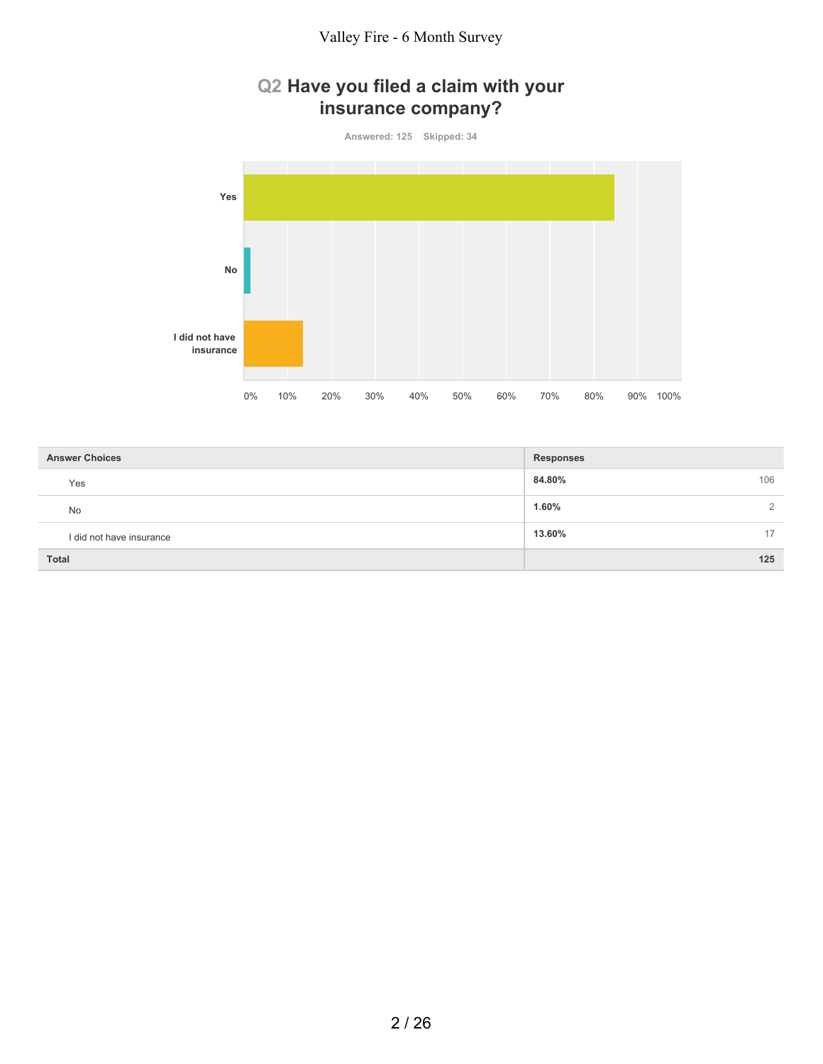## Q2 Have you filed a claim with your insurance company?

Answered: 125 Skipped: 34

| Answer Choices | Responses | |
|---|---|---|
| Yes | 84.80% | 106 |
| No | 1.60% | 2 |
| I did not have insurance | 13.60% | 17 |
| **Total** | | **125** |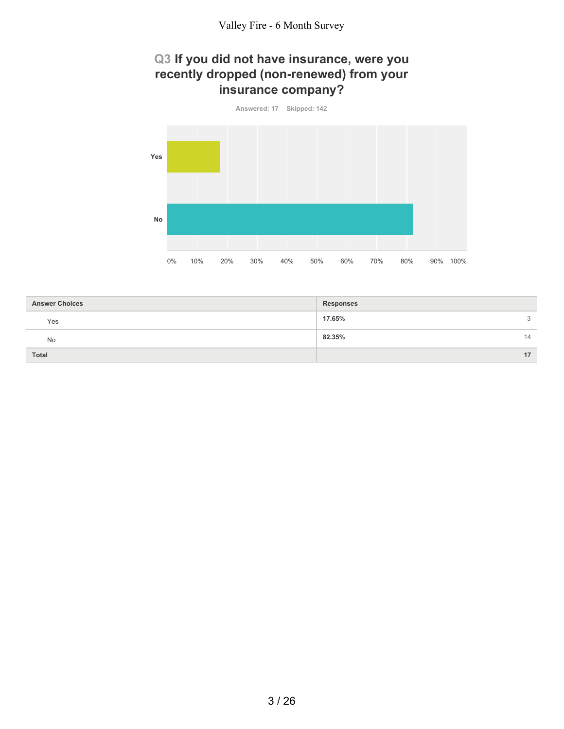## Q3 If you did not have insurance, were you recently dropped (non-renewed) from your insurance company?

Answered: 17 Skipped: 142

| Answer Choices | Responses | |
|---|---|---|
| Yes | 17.65% | 3 |
| No | 82.35% | 14 |
| **Total** | | **17** |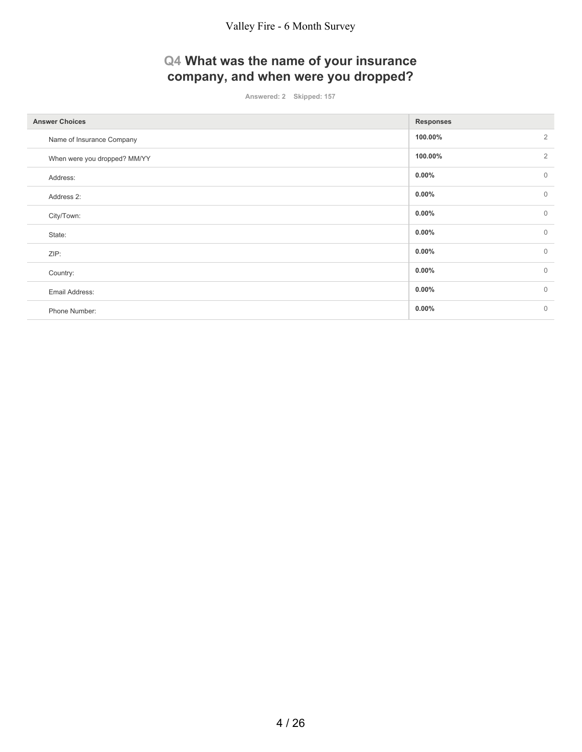## Q4 What was the name of your insurance company, and when were you dropped?

Answered: 2    Skipped: 157

| Answer Choices | Responses | |
|---|---|---|
| Name of Insurance Company | **100.00%** | 2 |
| When were you dropped? MM/YY | **100.00%** | 2 |
| Address: | **0.00%** | 0 |
| Address 2: | **0.00%** | 0 |
| City/Town: | **0.00%** | 0 |
| State: | **0.00%** | 0 |
| ZIP: | **0.00%** | 0 |
| Country: | **0.00%** | 0 |
| Email Address: | **0.00%** | 0 |
| Phone Number: | **0.00%** | 0 |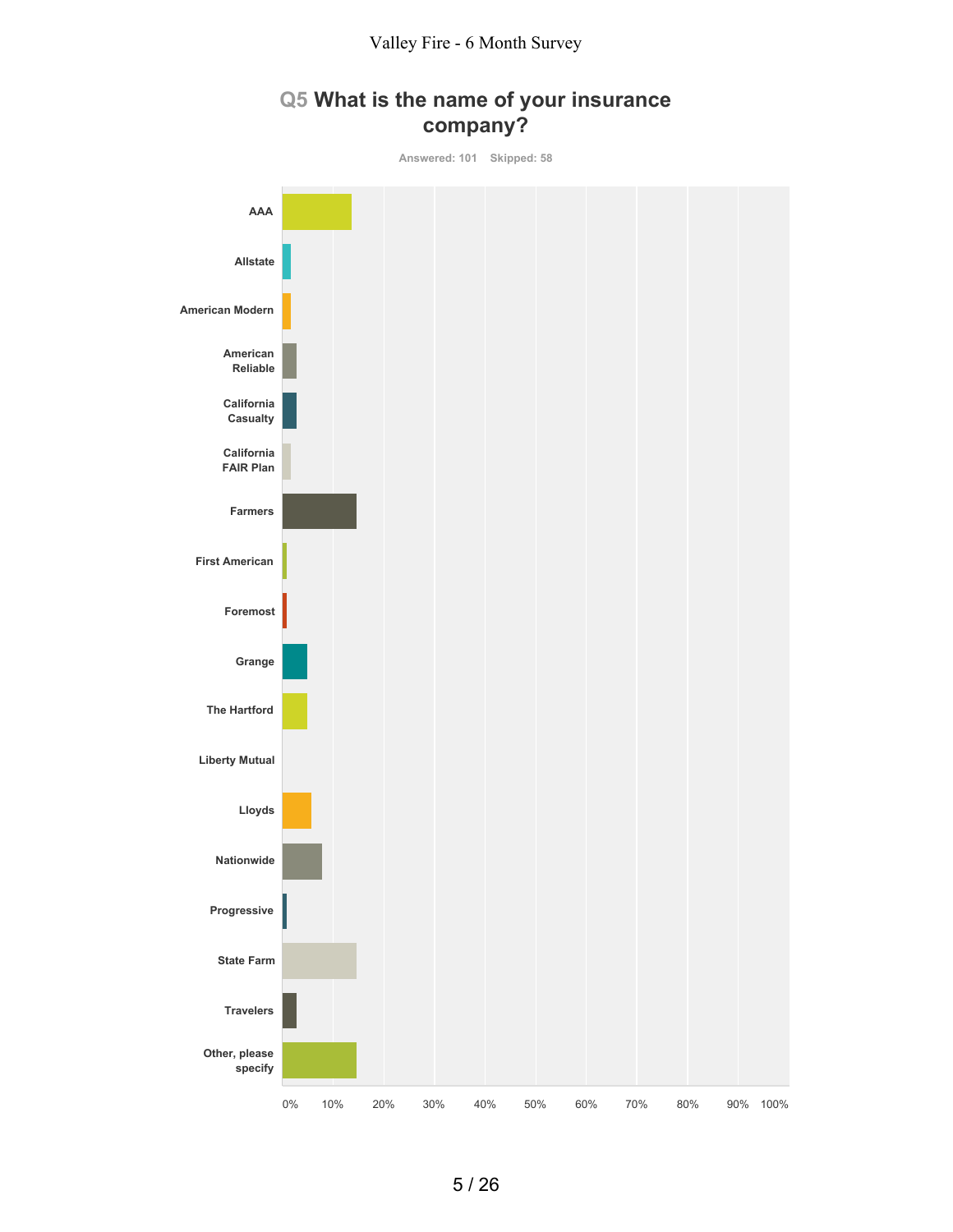## Q5 What is the name of your insurance company?

Answered: 101 Skipped: 58

| Answer Choices |
|---|
| AAA |
| Allstate |
| American Modern |
| American Reliable |
| California Casualty |
| California FAIR Plan |
| Farmers |
| First American |
| Foremost |
| Grange |
| The Hartford |
| Liberty Mutual |
| Lloyds |
| Nationwide |
| Progressive |
| State Farm |
| Travelers |
| Other, please specify |

0% 10% 20% 30% 40% 50% 60% 70% 80% 90% 100%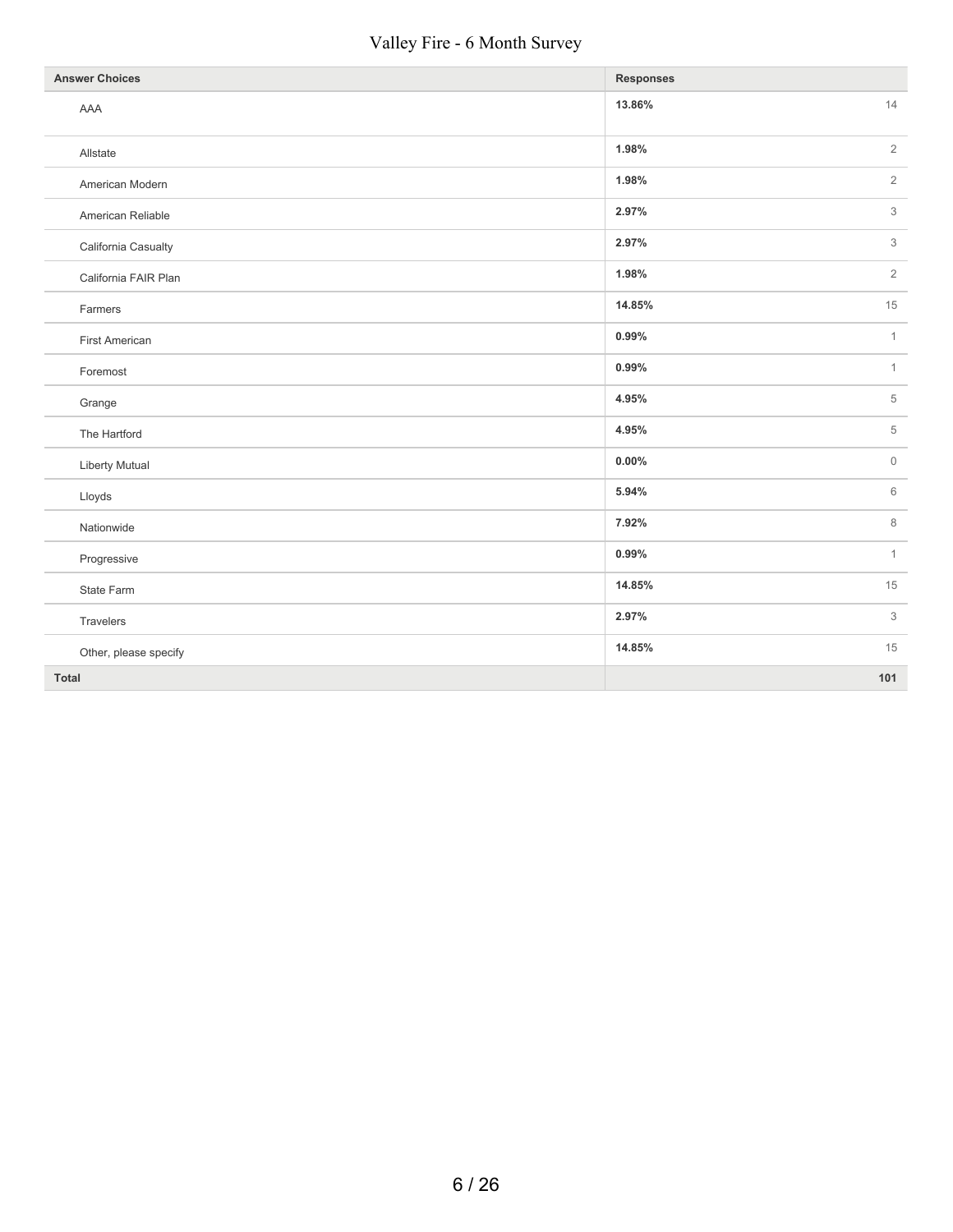| Answer Choices | Responses | |
|---|---|---|
| AAA | 13.86% | 14 |
| Allstate | 1.98% | 2 |
| American Modern | 1.98% | 2 |
| American Reliable | 2.97% | 3 |
| California Casualty | 2.97% | 3 |
| California FAIR Plan | 1.98% | 2 |
| Farmers | 14.85% | 15 |
| First American | 0.99% | 1 |
| Foremost | 0.99% | 1 |
| Grange | 4.95% | 5 |
| The Hartford | 4.95% | 5 |
| Liberty Mutual | 0.00% | 0 |
| Lloyds | 5.94% | 6 |
| Nationwide | 7.92% | 8 |
| Progressive | 0.99% | 1 |
| State Farm | 14.85% | 15 |
| Travelers | 2.97% | 3 |
| Other, please specify | 14.85% | 15 |
| **Total** | | **101** |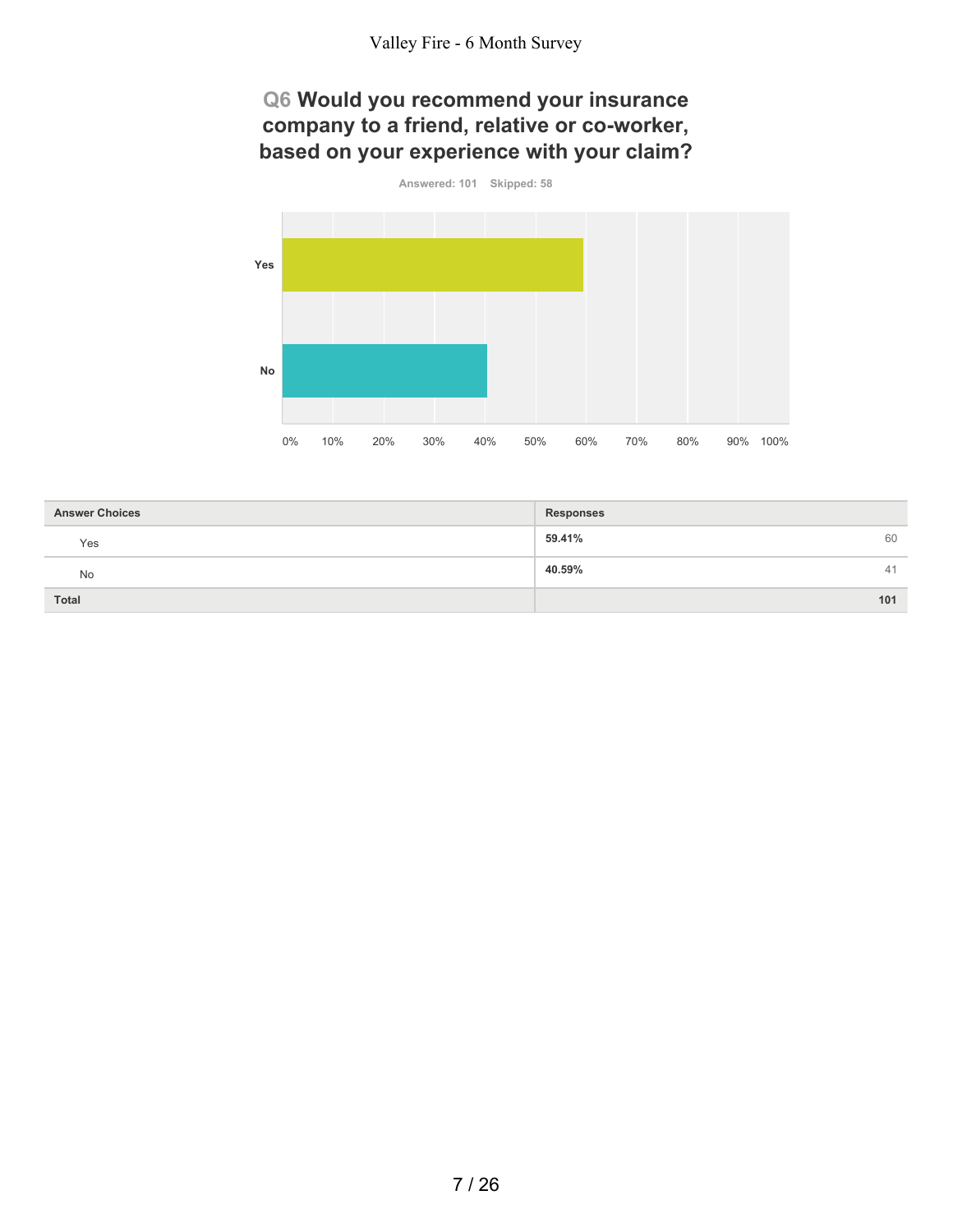## Q6 Would you recommend your insurance company to a friend, relative or co-worker, based on your experience with your claim?

Answered: 101 Skipped: 58

| Answer Choices | Responses | |
|---|---|---|
| Yes | 59.41% | 60 |
| No | 40.59% | 41 |
| Total | | 101 |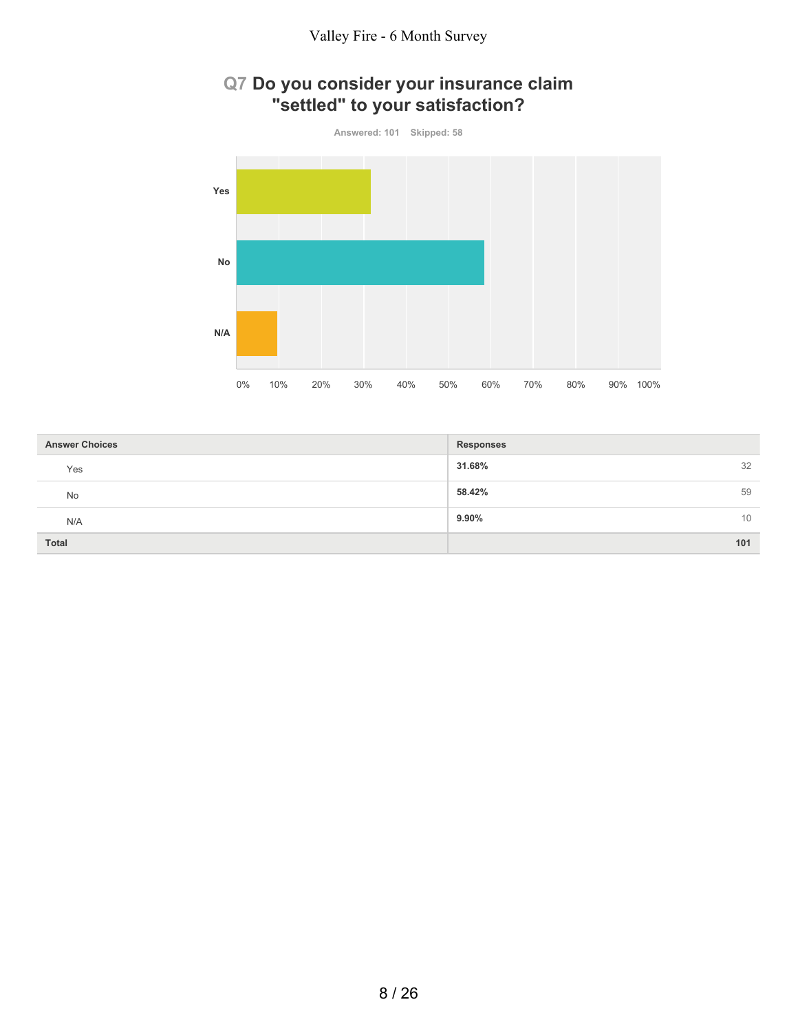## Q7 Do you consider your insurance claim "settled" to your satisfaction?

Answered: 101 Skipped: 58

| Answer Choices | Responses | |
|---|---|---|
| Yes | 31.68% | 32 |
| No | 58.42% | 59 |
| N/A | 9.90% | 10 |
| **Total** | | **101** |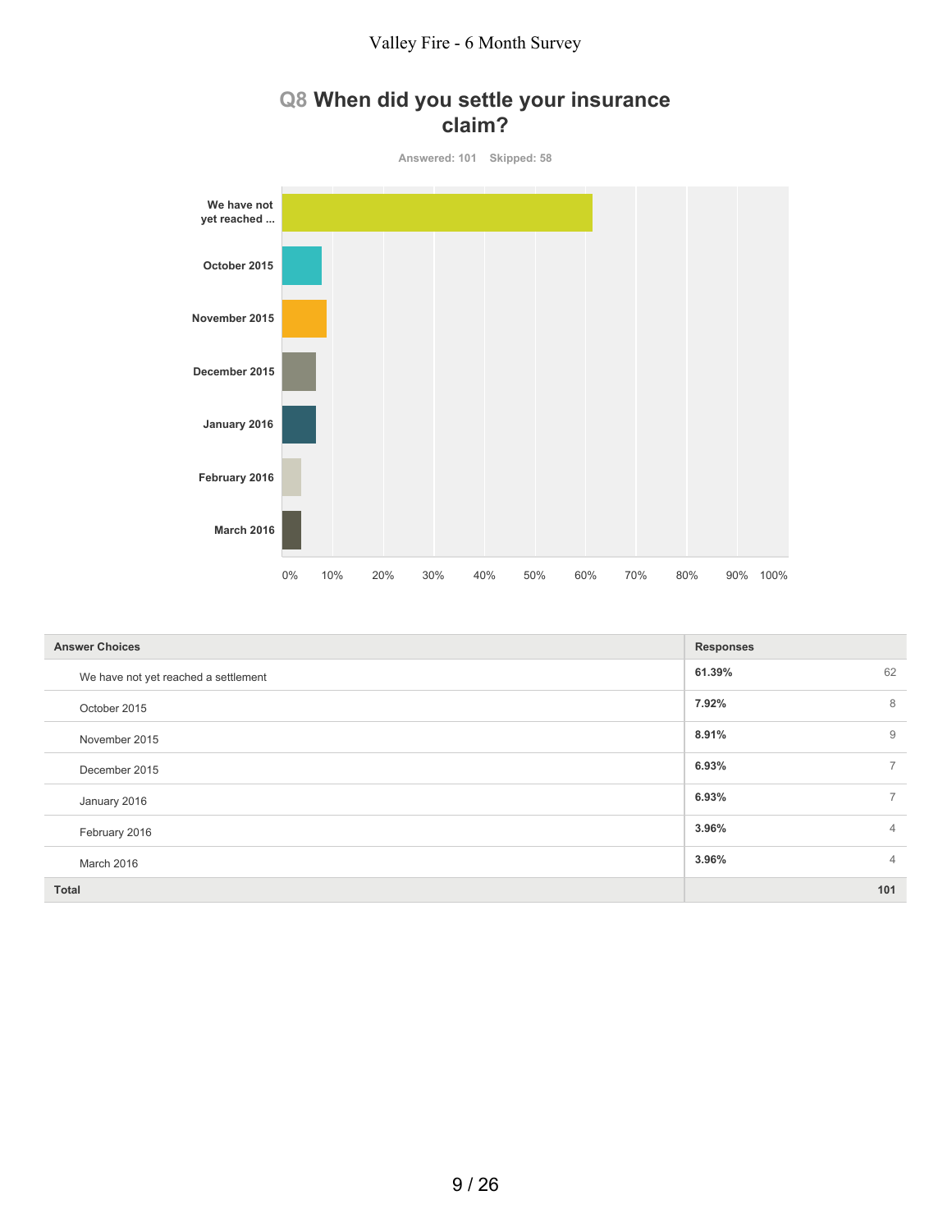## Q8 When did you settle your insurance claim?

Answered: 101 Skipped: 58

| Answer Choices | Responses | |
|---|---|---|
| We have not yet reached a settlement | 61.39% | 62 |
| October 2015 | 7.92% | 8 |
| November 2015 | 8.91% | 9 |
| December 2015 | 6.93% | 7 |
| January 2016 | 6.93% | 7 |
| February 2016 | 3.96% | 4 |
| March 2016 | 3.96% | 4 |
| **Total** | | **101** |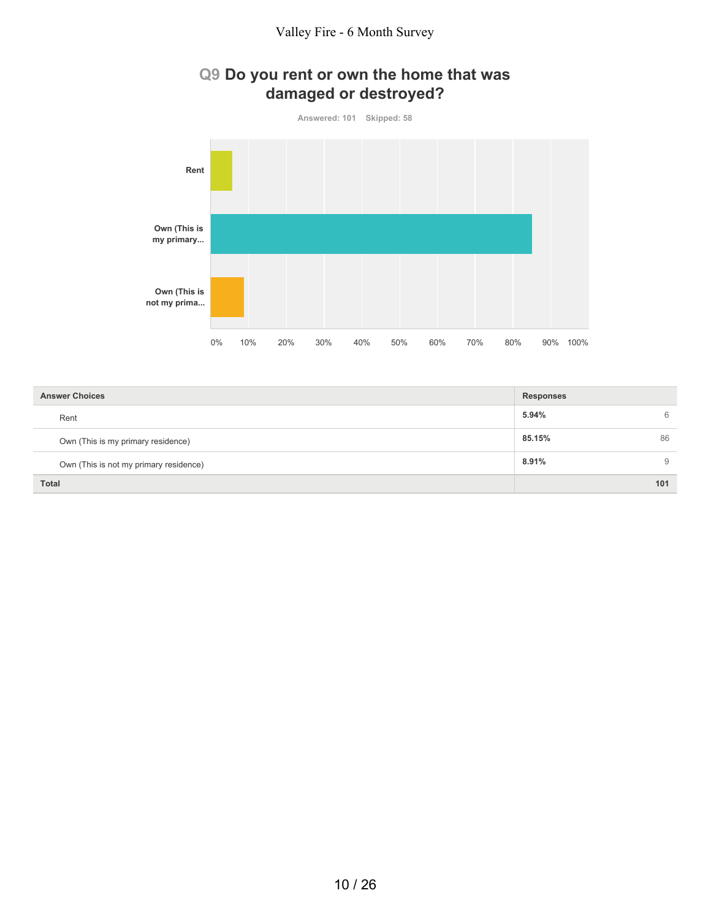## Q9 Do you rent or own the home that was damaged or destroyed?

Answered: 101 Skipped: 58

| Answer Choices | Responses | |
|---|---|---|
| Rent | 5.94% | 6 |
| Own (This is my primary residence) | 85.15% | 86 |
| Own (This is not my primary residence) | 8.91% | 9 |
| **Total** | | **101** |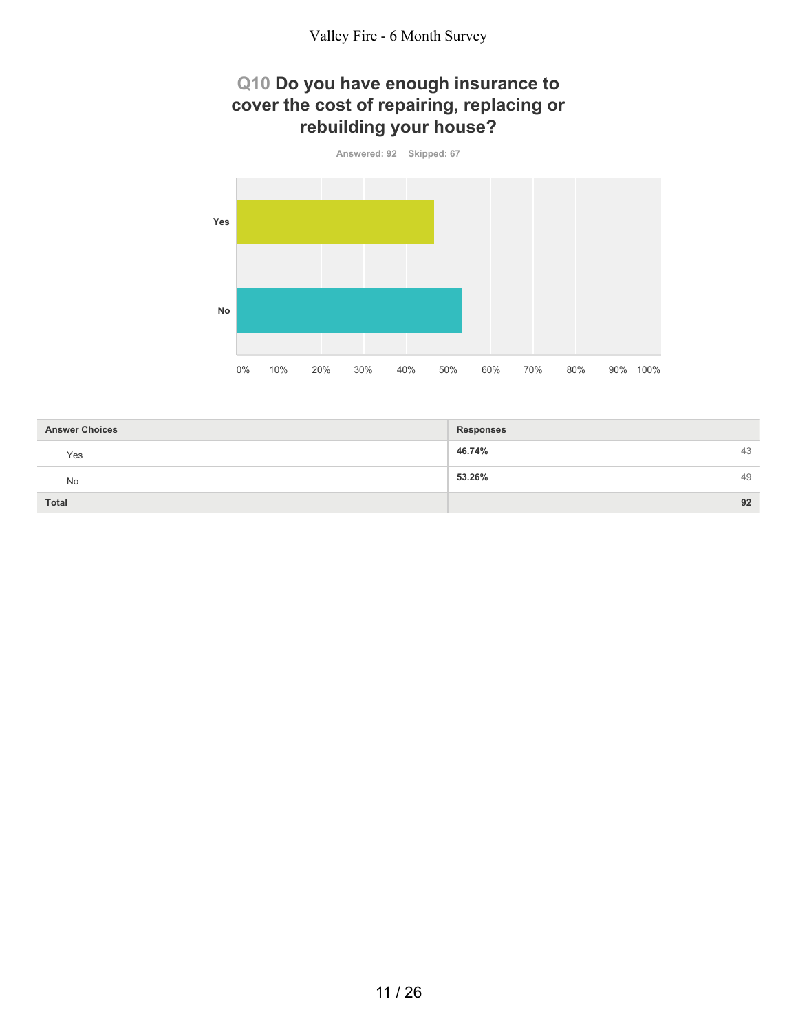## Q10 Do you have enough insurance to cover the cost of repairing, replacing or rebuilding your house?

Answered: 92 Skipped: 67

| Answer Choices | Responses | |
|---|---|---|
| Yes | 46.74% | 43 |
| No | 53.26% | 49 |
| Total | | 92 |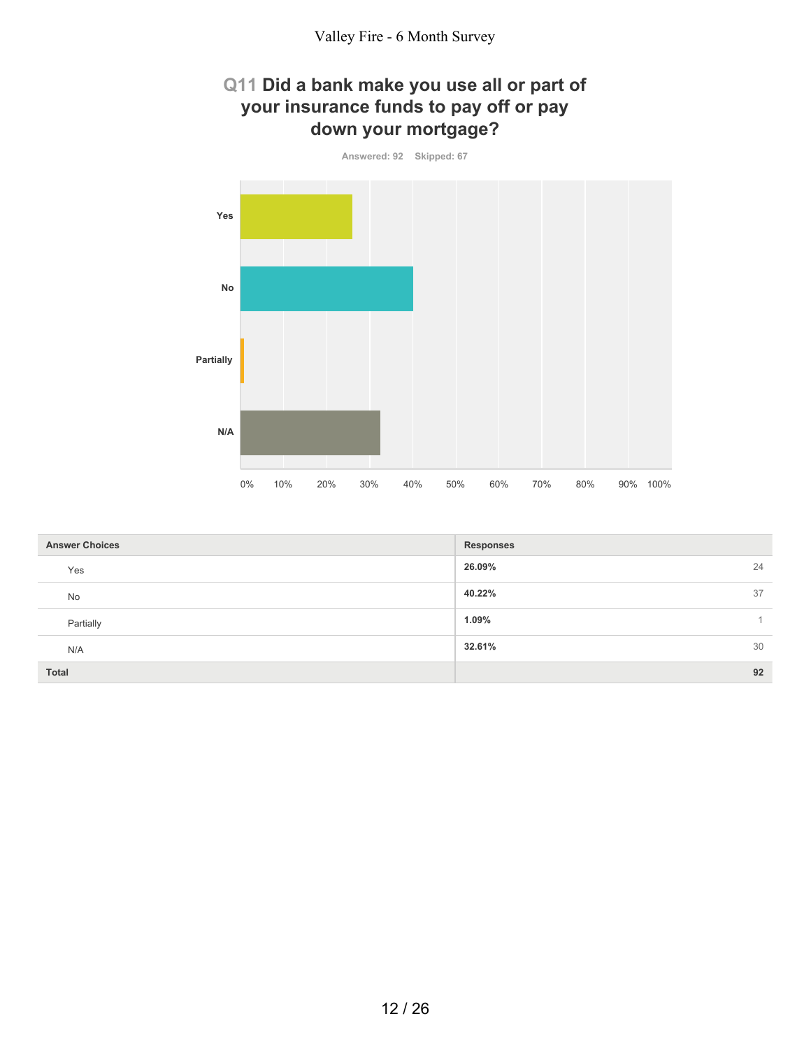## Q11 Did a bank make you use all or part of your insurance funds to pay off or pay down your mortgage?

Answered: 92 Skipped: 67

| Answer Choices | Responses | |
|---|---|---|
| Yes | 26.09% | 24 |
| No | 40.22% | 37 |
| Partially | 1.09% | 1 |
| N/A | 32.61% | 30 |
| **Total** | | **92** |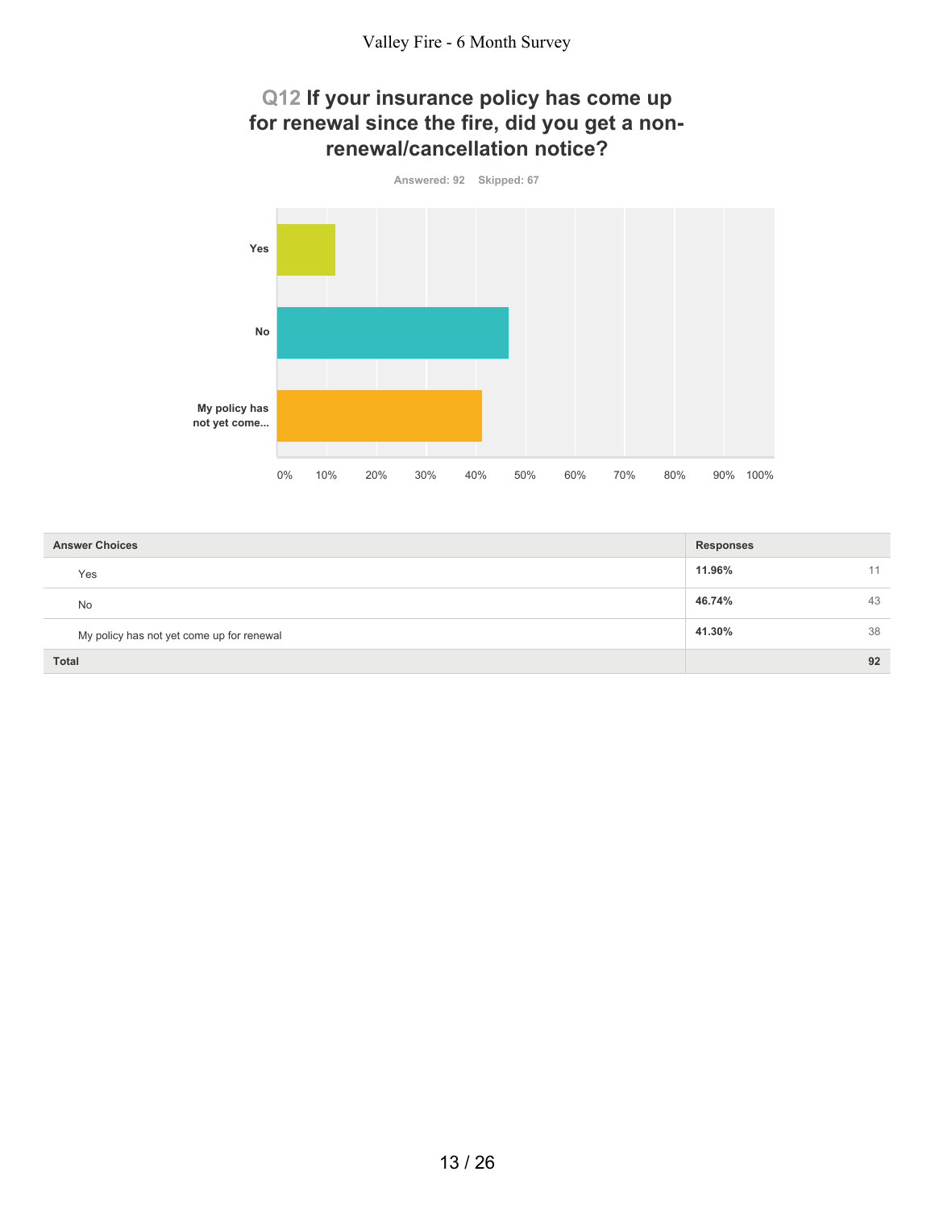## Q12 If your insurance policy has come up for renewal since the fire, did you get a non-renewal/cancellation notice?

Answered: 92 Skipped: 67

| Answer Choices | Responses | |
|---|---|---|
| Yes | 11.96% | 11 |
| No | 46.74% | 43 |
| My policy has not yet come up for renewal | 41.30% | 38 |
| **Total** | | **92** |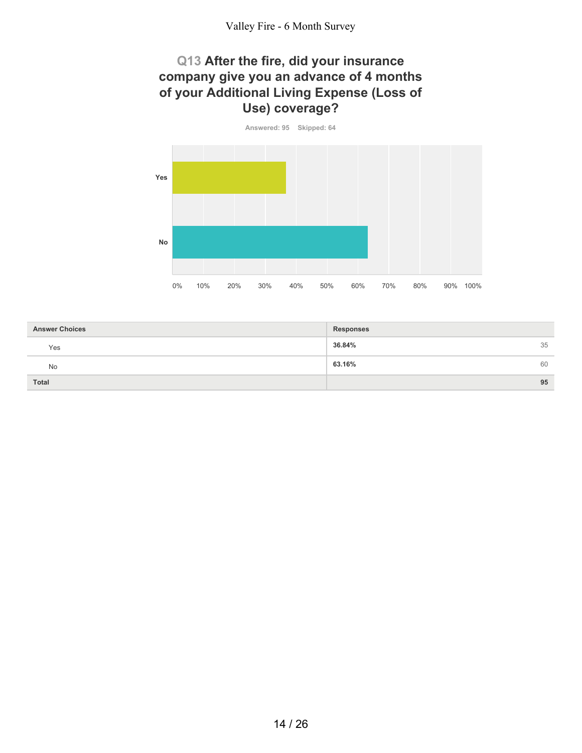## Q13 After the fire, did your insurance company give you an advance of 4 months of your Additional Living Expense (Loss of Use) coverage?

Answered: 95 Skipped: 64

| Answer Choices | Responses | |
|---|---|---|
| Yes | 36.84% | 35 |
| No | 63.16% | 60 |
| Total | | 95 |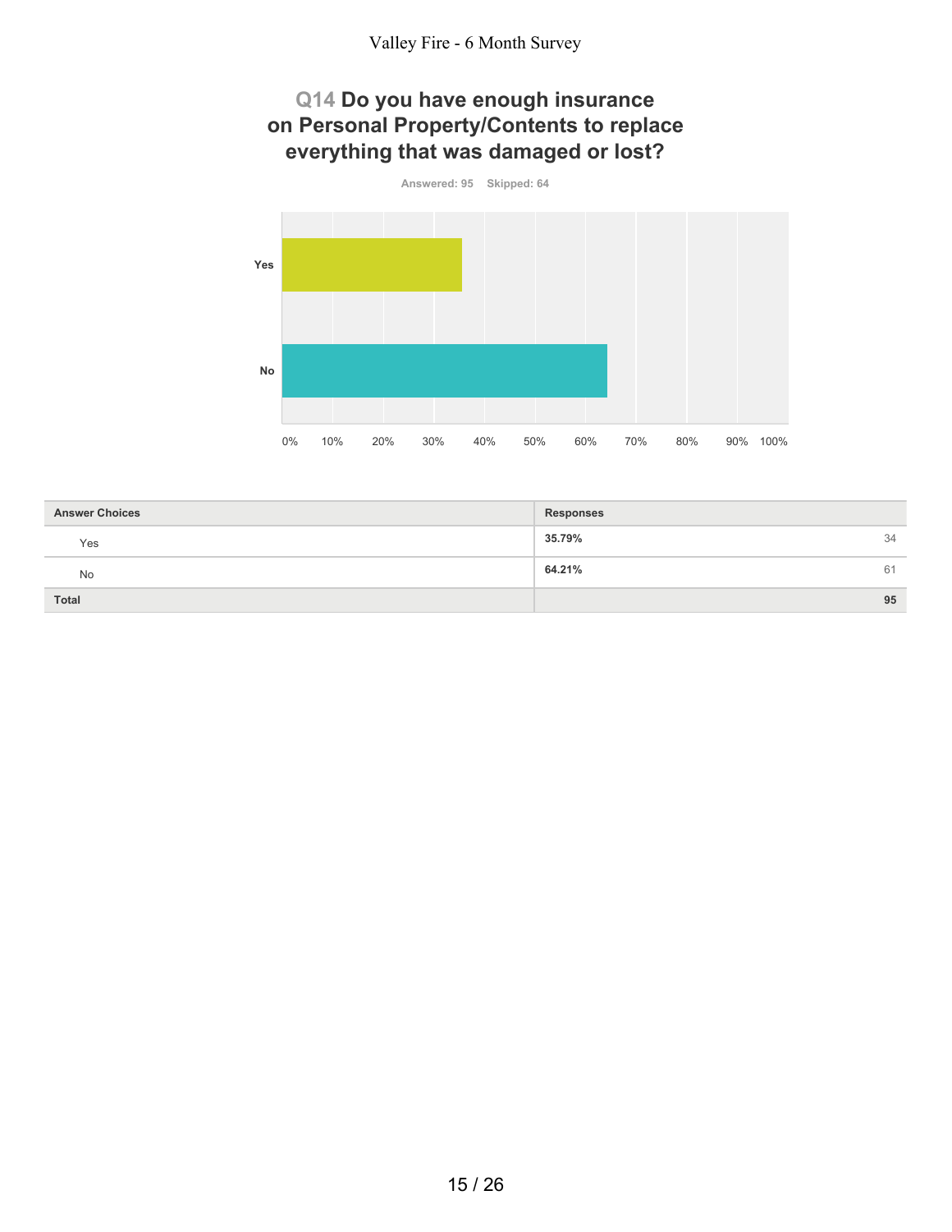## Q14 Do you have enough insurance on Personal Property/Contents to replace everything that was damaged or lost?

Answered: 95 Skipped: 64

| Answer Choices | Responses | |
|---|---|---|
| Yes | 35.79% | 34 |
| No | 64.21% | 61 |
| **Total** | | **95** |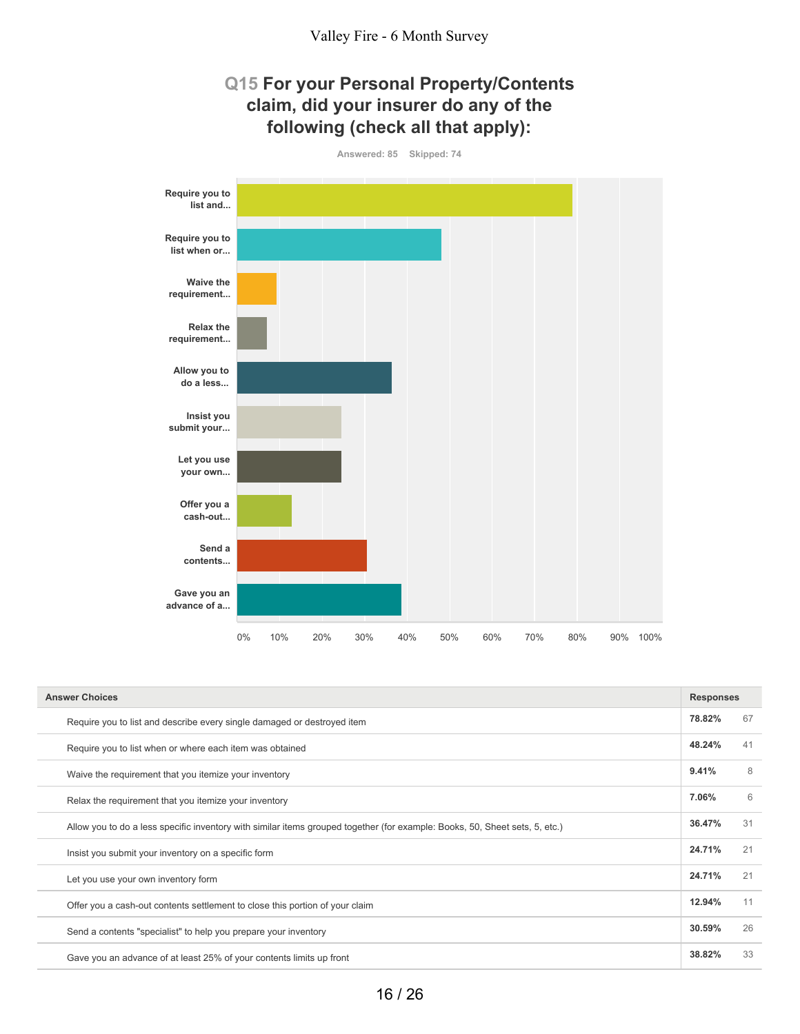## Q15 For your Personal Property/Contents claim, did your insurer do any of the following (check all that apply):

Answered: 85 Skipped: 74

| Answer Choices | Responses | |
|---|---|---|
| Require you to list and describe every single damaged or destroyed item | 78.82% | 67 |
| Require you to list when or where each item was obtained | 48.24% | 41 |
| Waive the requirement that you itemize your inventory | 9.41% | 8 |
| Relax the requirement that you itemize your inventory | 7.06% | 6 |
| Allow you to do a less specific inventory with similar items grouped together (for example: Books, 50, Sheet sets, 5, etc.) | 36.47% | 31 |
| Insist you submit your inventory on a specific form | 24.71% | 21 |
| Let you use your own inventory form | 24.71% | 21 |
| Offer you a cash-out contents settlement to close this portion of your claim | 12.94% | 11 |
| Send a contents "specialist" to help you prepare your inventory | 30.59% | 26 |
| Gave you an advance of at least 25% of your contents limits up front | 38.82% | 33 |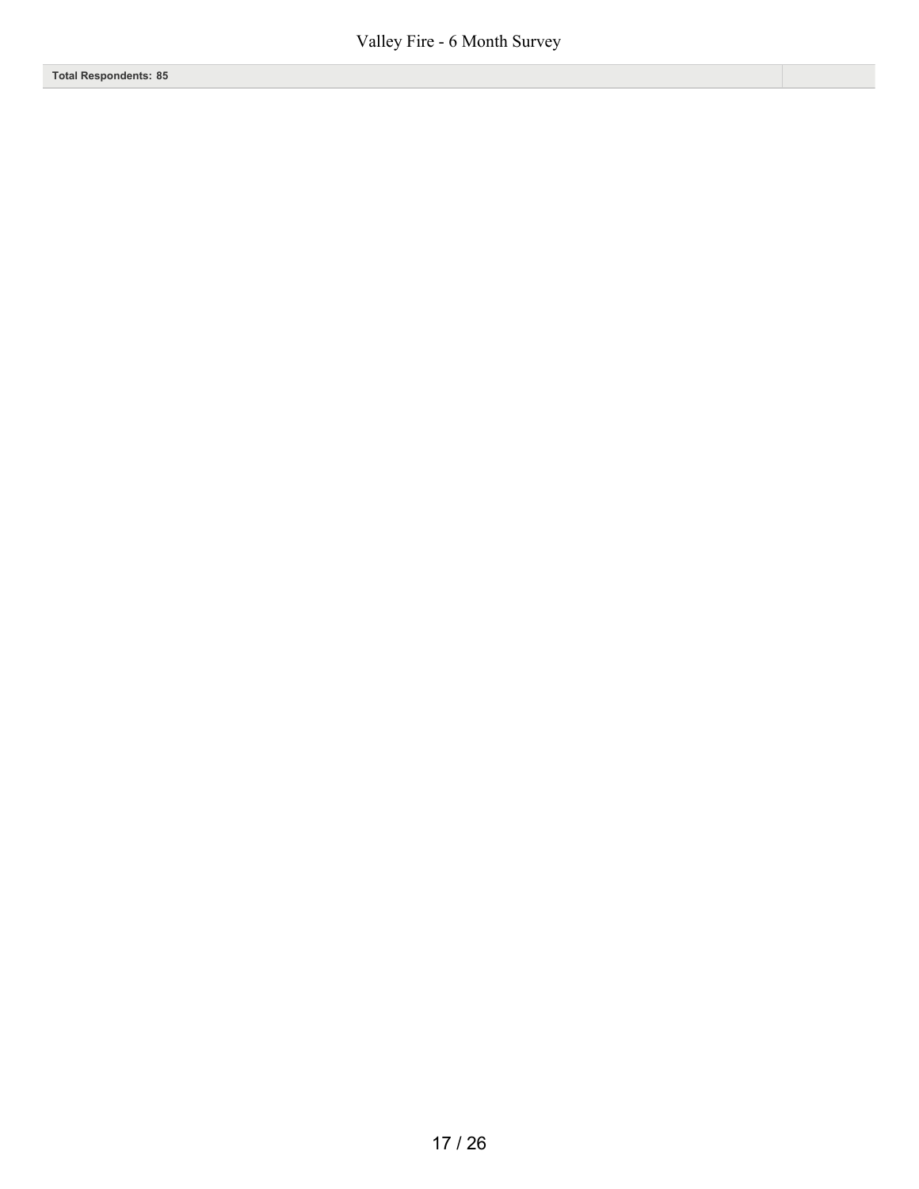| Total Respondents: 85 | |
| --- | --- |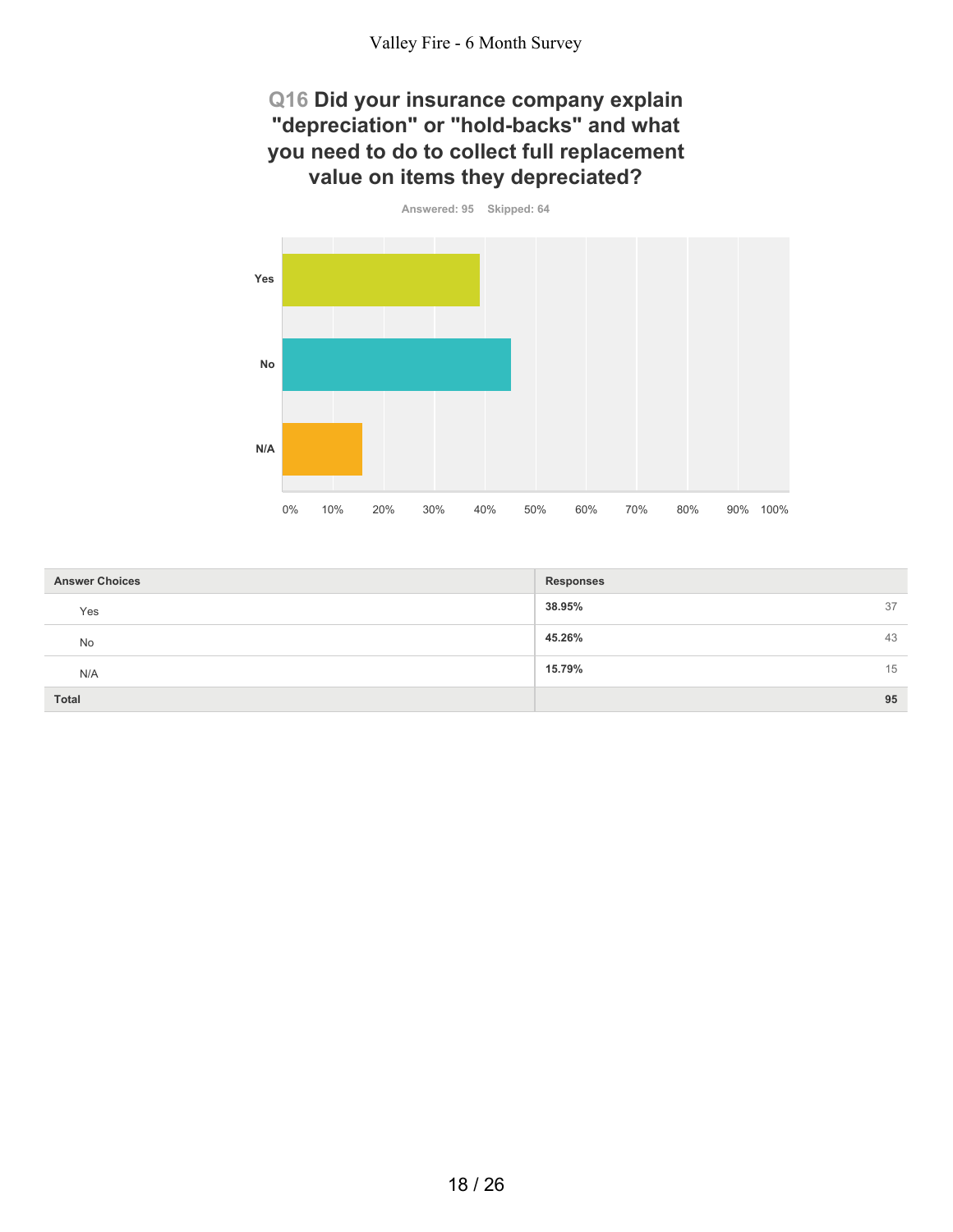## Q16 Did your insurance company explain "depreciation" or "hold-backs" and what you need to do to collect full replacement value on items they depreciated?

Answered: 95 Skipped: 64

| Answer Choices | Responses | |
|---|---|---|
| Yes | 38.95% | 37 |
| No | 45.26% | 43 |
| N/A | 15.79% | 15 |
| **Total** | | **95** |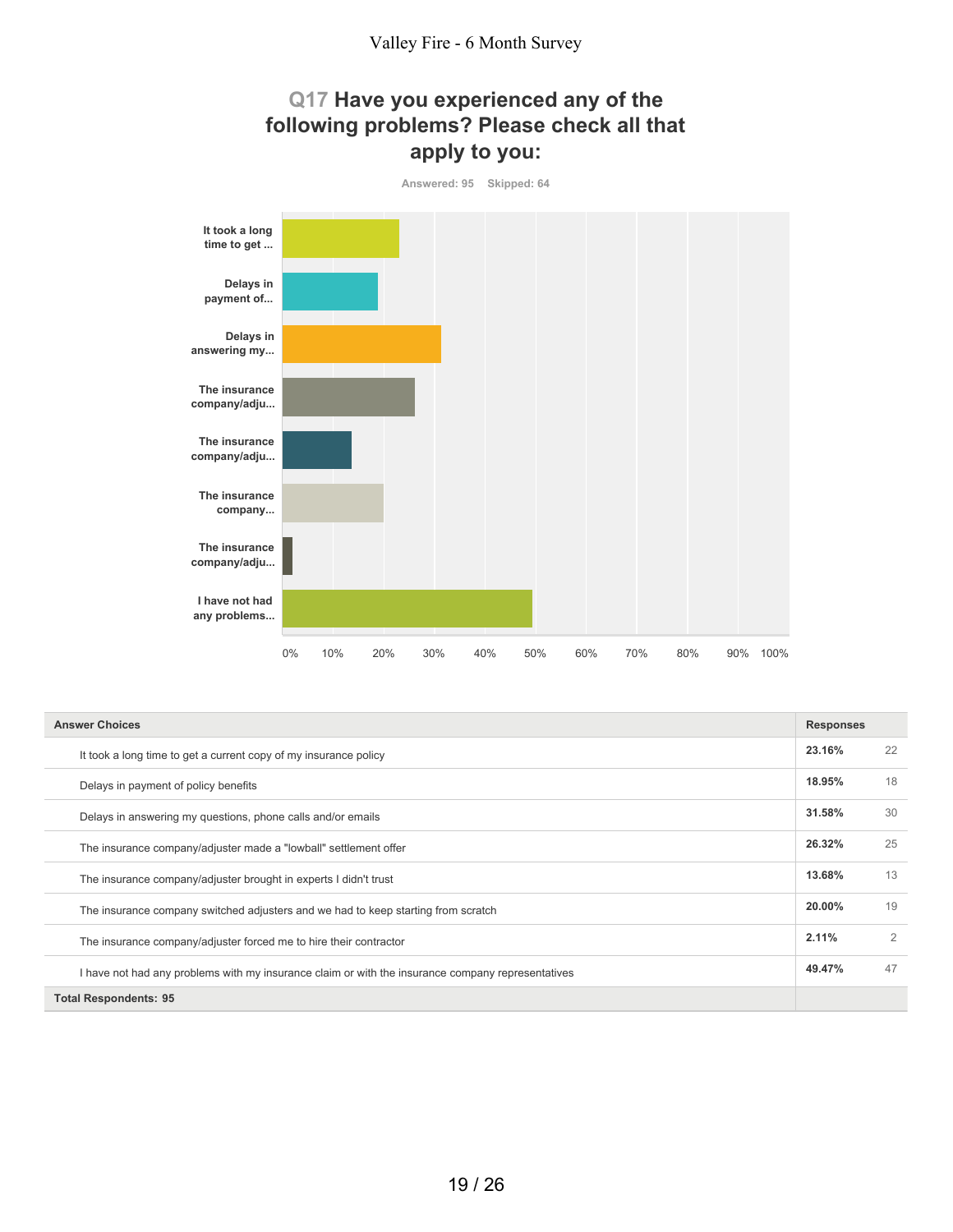## Q17 Have you experienced any of the following problems? Please check all that apply to you:

Answered: 95 Skipped: 64

| Answer Choices | Responses | |
|---|---|---|
| It took a long time to get a current copy of my insurance policy | **23.16%** | 22 |
| Delays in payment of policy benefits | **18.95%** | 18 |
| Delays in answering my questions, phone calls and/or emails | **31.58%** | 30 |
| The insurance company/adjuster made a "lowball" settlement offer | **26.32%** | 25 |
| The insurance company/adjuster brought in experts I didn't trust | **13.68%** | 13 |
| The insurance company switched adjusters and we had to keep starting from scratch | **20.00%** | 19 |
| The insurance company/adjuster forced me to hire their contractor | **2.11%** | 2 |
| I have not had any problems with my insurance claim or with the insurance company representatives | **49.47%** | 47 |
| **Total Respondents: 95** | | |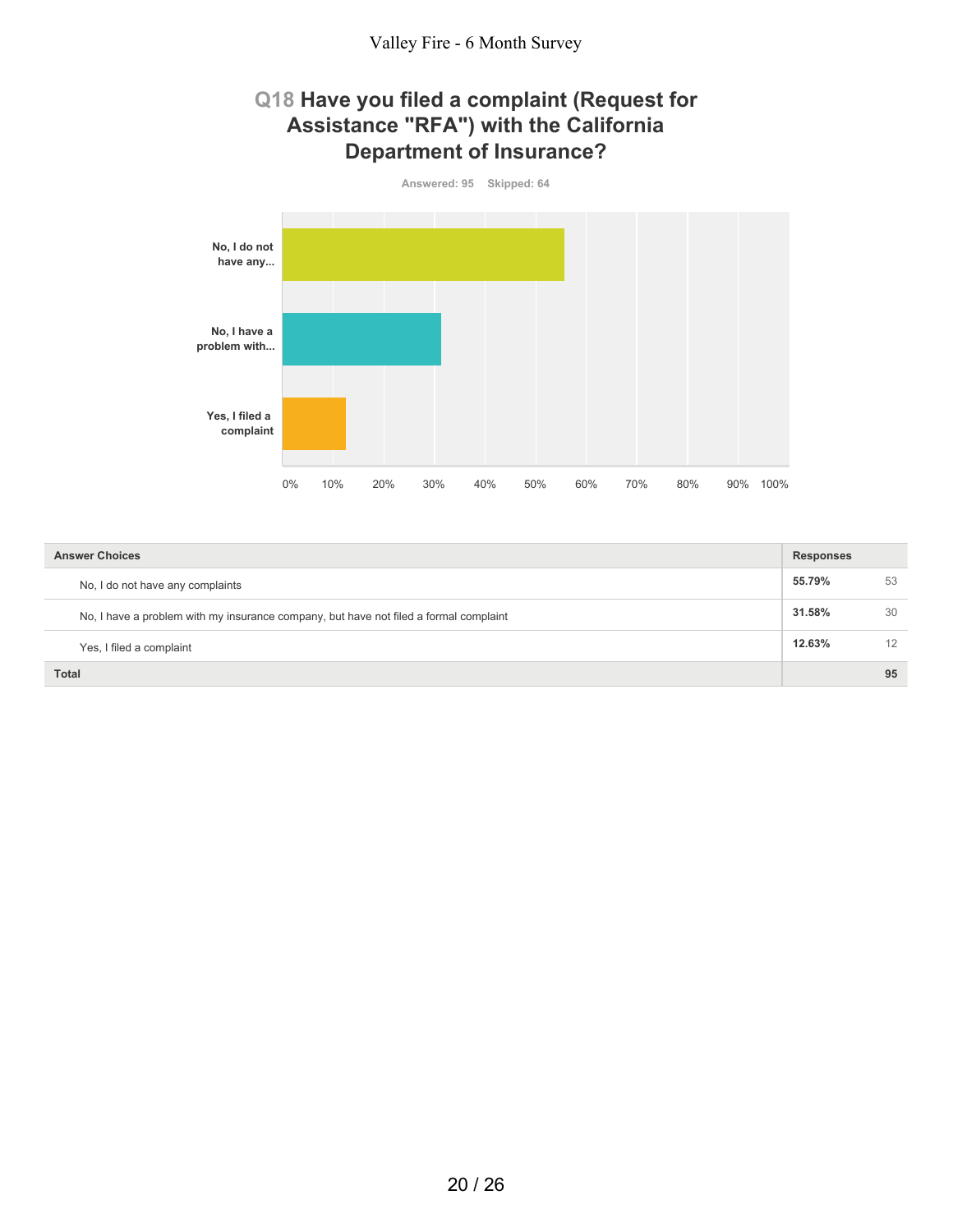## Q18 Have you filed a complaint (Request for Assistance "RFA") with the California Department of Insurance?

Answered: 95 Skipped: 64

| Answer Choices | Responses | |
|---|---|---|
| No, I do not have any complaints | 55.79% | 53 |
| No, I have a problem with my insurance company, but have not filed a formal complaint | 31.58% | 30 |
| Yes, I filed a complaint | 12.63% | 12 |
| Total | | 95 |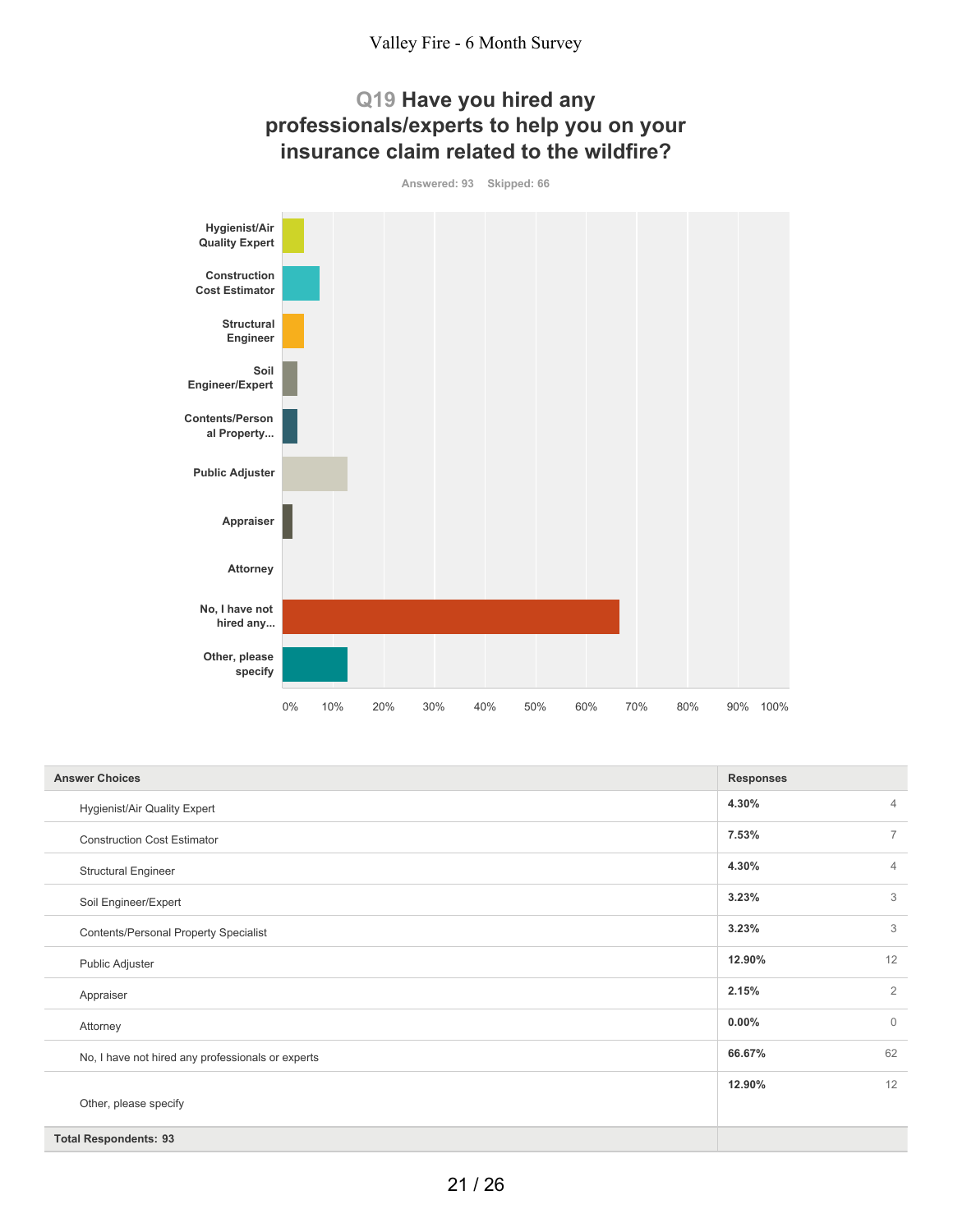# Q19 Have you hired any professionals/experts to help you on your insurance claim related to the wildfire?

Answered: 93 Skipped: 66

| Answer Choices | Responses | |
|---|---|---|
| Hygienist/Air Quality Expert | 4.30% | 4 |
| Construction Cost Estimator | 7.53% | 7 |
| Structural Engineer | 4.30% | 4 |
| Soil Engineer/Expert | 3.23% | 3 |
| Contents/Personal Property Specialist | 3.23% | 3 |
| Public Adjuster | 12.90% | 12 |
| Appraiser | 2.15% | 2 |
| Attorney | 0.00% | 0 |
| No, I have not hired any professionals or experts | 66.67% | 62 |
| Other, please specify | 12.90% | 12 |
| **Total Respondents: 93** | | |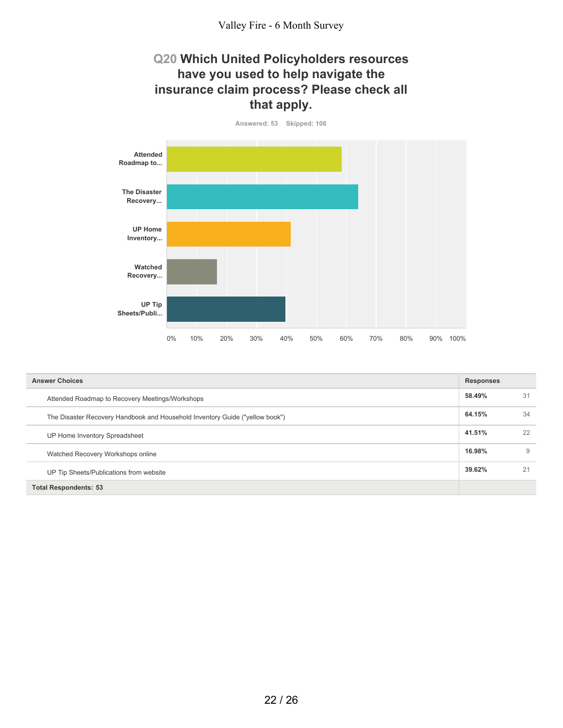## Q20 Which United Policyholders resources have you used to help navigate the insurance claim process? Please check all that apply.

Answered: 53 Skipped: 106

| Answer Choices | Responses | |
|---|---|---|
| Attended Roadmap to Recovery Meetings/Workshops | 58.49% | 31 |
| The Disaster Recovery Handbook and Household Inventory Guide ("yellow book") | 64.15% | 34 |
| UP Home Inventory Spreadsheet | 41.51% | 22 |
| Watched Recovery Workshops online | 16.98% | 9 |
| UP Tip Sheets/Publications from website | 39.62% | 21 |
| **Total Respondents: 53** | | |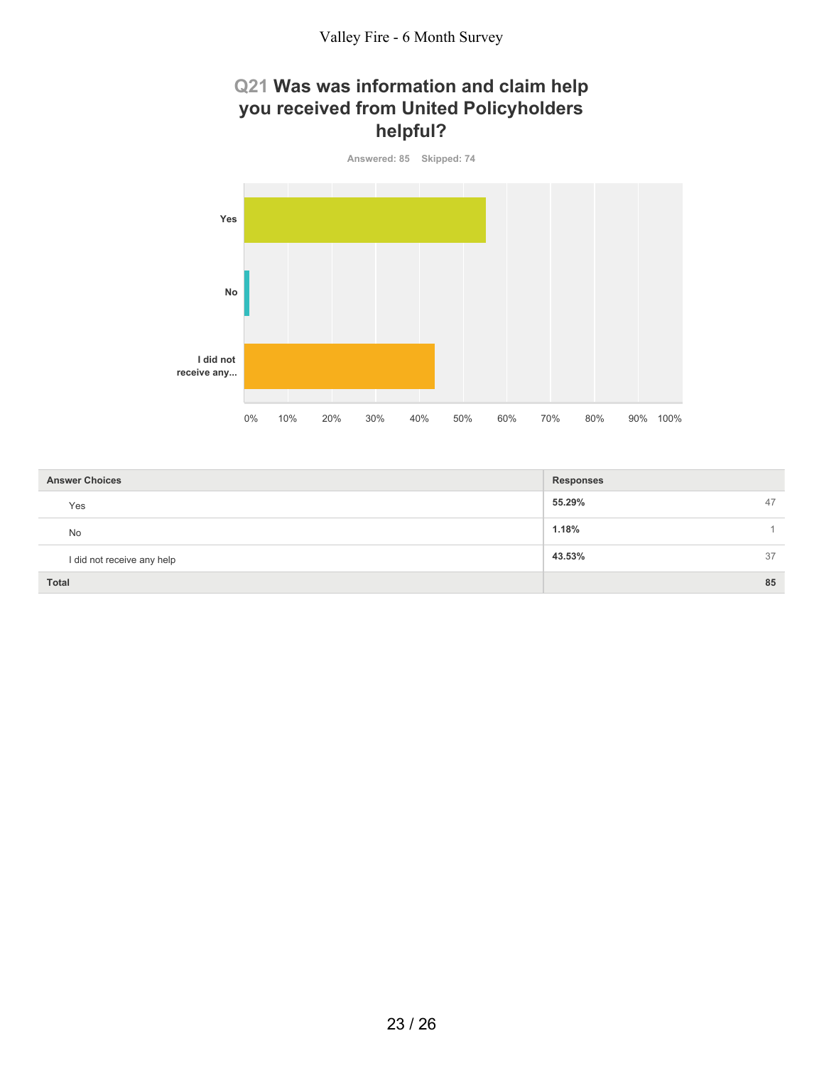## Q21 Was was information and claim help you received from United Policyholders helpful?

Answered: 85 Skipped: 74

| Answer Choices | Responses | |
|---|---|---|
| Yes | 55.29% | 47 |
| No | 1.18% | 1 |
| I did not receive any help | 43.53% | 37 |
| **Total** | | **85** |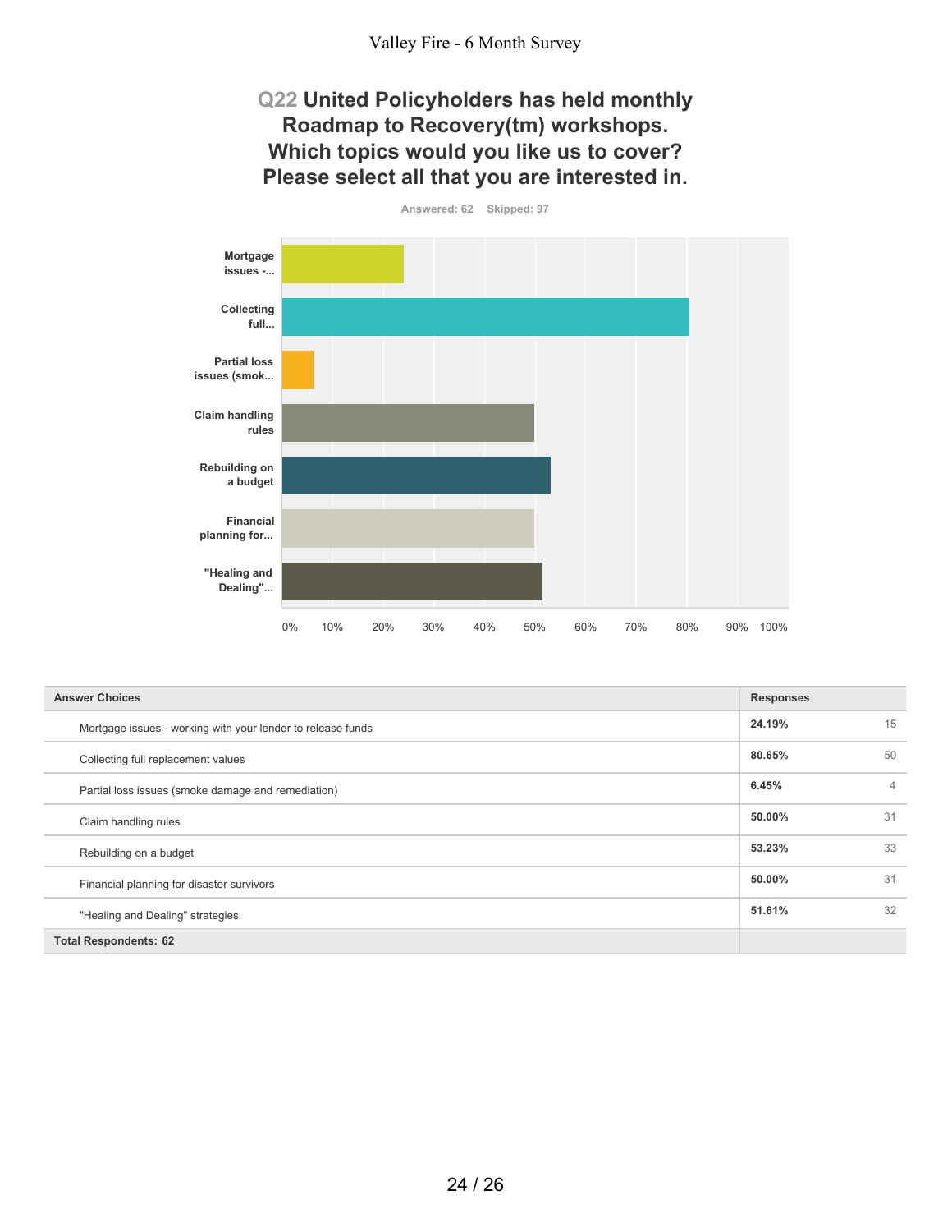## Q22 United Policyholders has held monthly Roadmap to Recovery(tm) workshops. Which topics would you like us to cover? Please select all that you are interested in.

Answered: 62 Skipped: 97

| Answer Choices | Responses | |
|---|---|---|
| Mortgage issues - working with your lender to release funds | 24.19% | 15 |
| Collecting full replacement values | 80.65% | 50 |
| Partial loss issues (smoke damage and remediation) | 6.45% | 4 |
| Claim handling rules | 50.00% | 31 |
| Rebuilding on a budget | 53.23% | 33 |
| Financial planning for disaster survivors | 50.00% | 31 |
| "Healing and Dealing" strategies | 51.61% | 32 |
| **Total Respondents: 62** | | |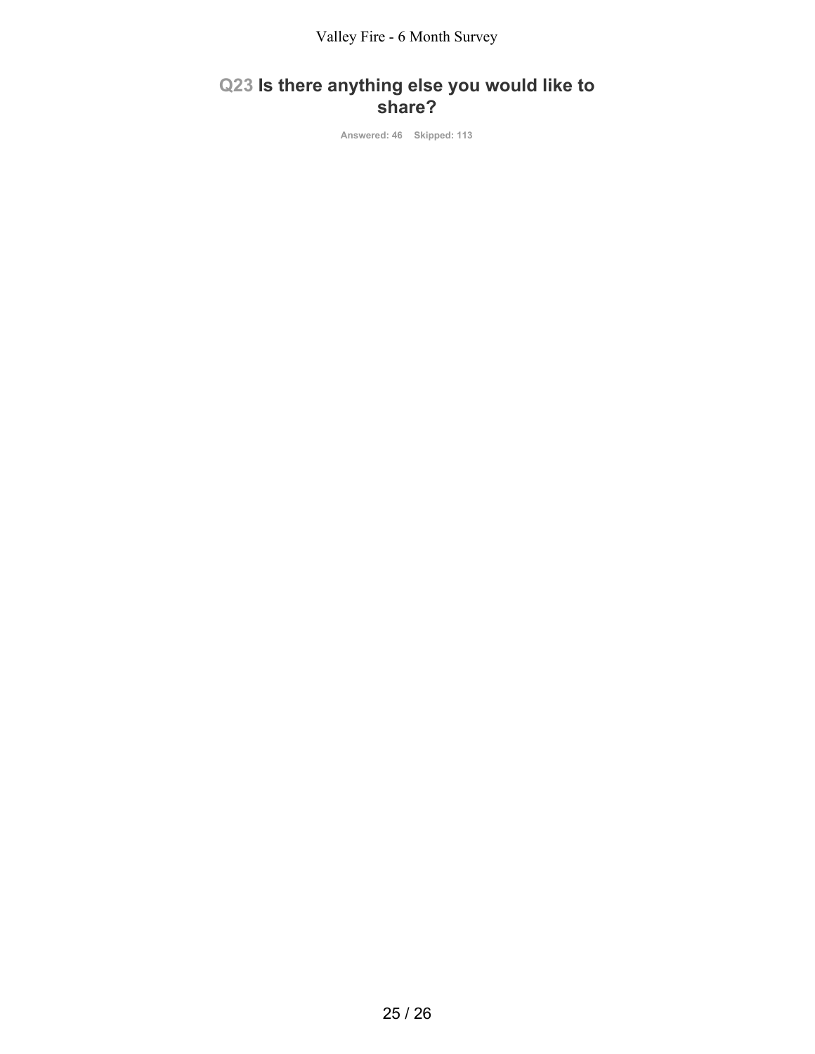## Q23 Is there anything else you would like to share?

Answered: 46 Skipped: 113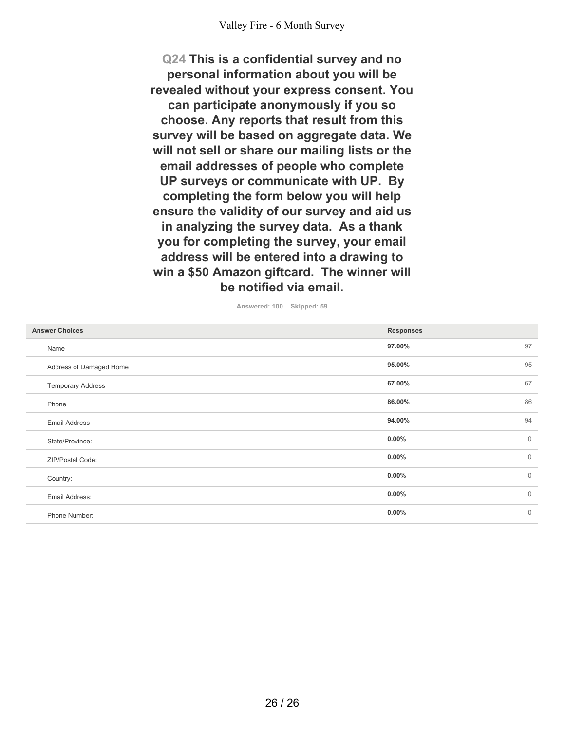## Q24 This is a confidential survey and no personal information about you will be revealed without your express consent. You can participate anonymously if you so choose. Any reports that result from this survey will be based on aggregate data. We will not sell or share our mailing lists or the email addresses of people who complete UP surveys or communicate with UP. By completing the form below you will help ensure the validity of our survey and aid us in analyzing the survey data. As a thank you for completing the survey, your email address will be entered into a drawing to win a $50 Amazon giftcard. The winner will be notified via email.

Answered: 100 Skipped: 59

| Answer Choices | Responses | |
|---|---|---|
| Name | 97.00% | 97 |
| Address of Damaged Home | 95.00% | 95 |
| Temporary Address | 67.00% | 67 |
| Phone | 86.00% | 86 |
| Email Address | 94.00% | 94 |
| State/Province: | 0.00% | 0 |
| ZIP/Postal Code: | 0.00% | 0 |
| Country: | 0.00% | 0 |
| Email Address: | 0.00% | 0 |
| Phone Number: | 0.00% | 0 |